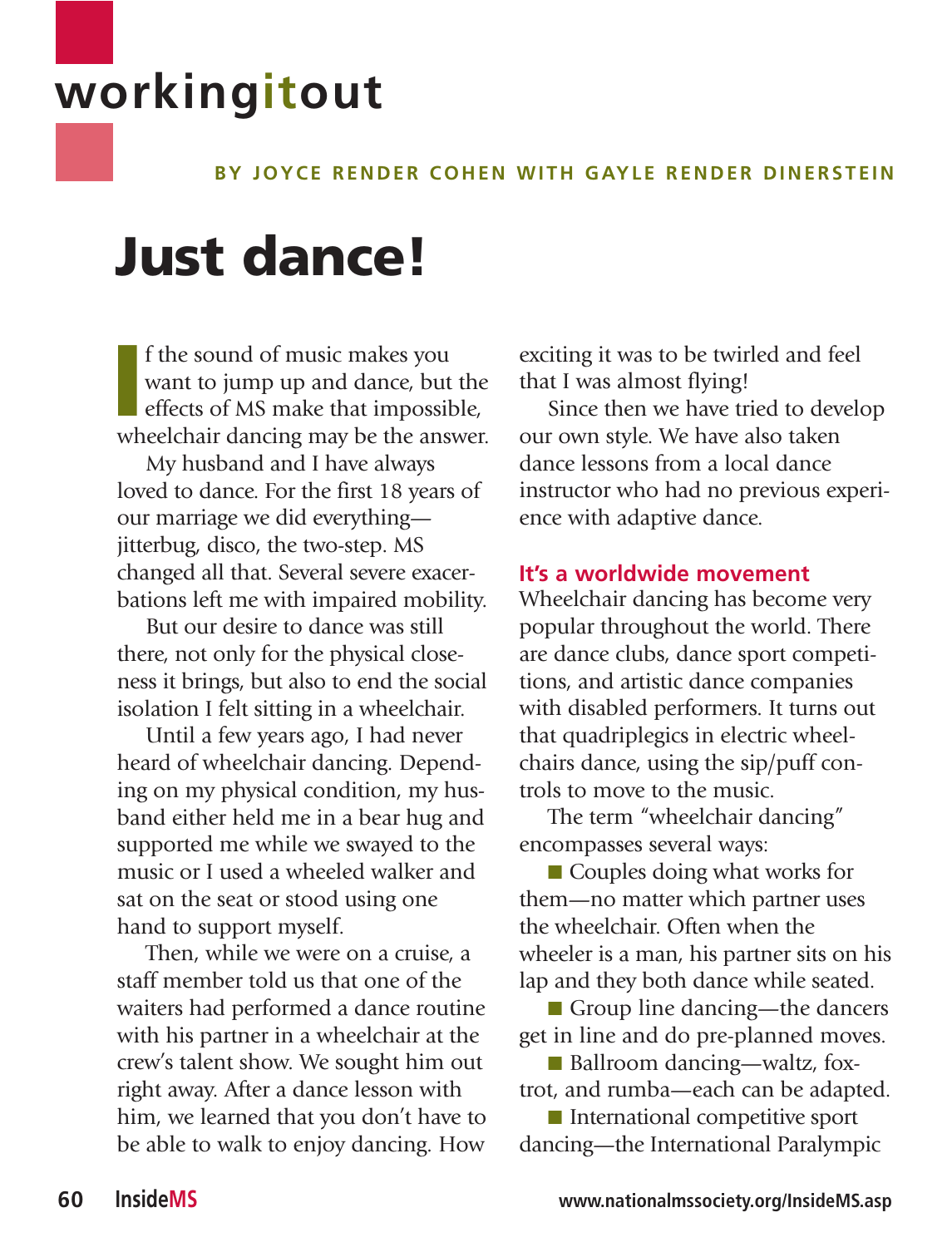# workingitout

**BY JOYCE RENDER COHEN WITH GAYLE RENDER DINERSTEIN**

# Just dance!

If the sound of music makes you want to jump up and dance, but the effects of MS make that impossible, wheelchair dancing may be the answer.

My husband and I have always loved to dance. For the first 18 years of our marriage we did everything—jitterbug, disco, the two-step. MS changed all that. Several severe exacerbations left me with impaired mobility.

But our desire to dance was still there, not only for the physical closeness it brings, but also to end the social isolation I felt sitting in a wheelchair.

Until a few years ago, I had never heard of wheelchair dancing. Depending on my physical condition, my husband either held me in a bear hug and supported me while we swayed to the music or I used a wheeled walker and sat on the seat or stood using one hand to support myself.

Then, while we were on a cruise, a staff member told us that one of the waiters had performed a dance routine with his partner in a wheelchair at the crew's talent show. We sought him out right away. After a dance lesson with him, we learned that you don't have to be able to walk to enjoy dancing. How exciting it was to be twirled and feel that I was almost flying!

Since then we have tried to develop our own style. We have also taken dance lessons from a local dance instructor who had no previous experience with adaptive dance.

### It's a worldwide movement

Wheelchair dancing has become very popular throughout the world. There are dance clubs, dance sport competitions, and artistic dance companies with disabled performers. It turns out that quadriplegics in electric wheelchairs dance, using the sip/puff controls to move to the music.

The term "wheelchair dancing" encompasses several ways:

- Couples doing what works for them—no matter which partner uses the wheelchair. Often when the wheeler is a man, his partner sits on his lap and they both dance while seated.
- Group line dancing—the dancers get in line and do pre-planned moves.
- Ballroom dancing—waltz, foxtrot, and rumba—each can be adapted.
- International competitive sport dancing—the International Paralympic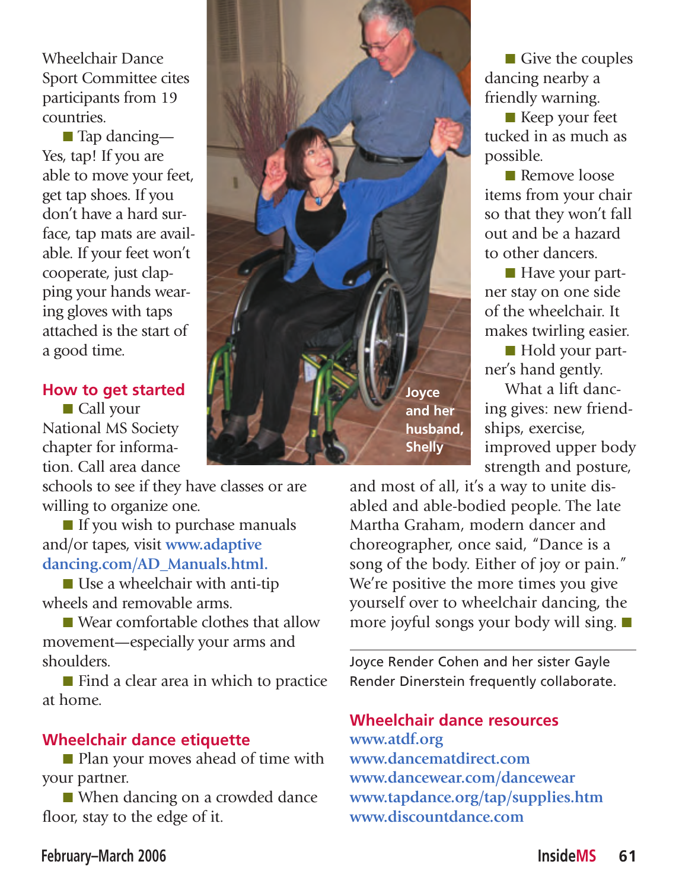Wheelchair Dance Sport Committee cites participants from 19 countries.

■ Tap dancing—Yes, tap! If you are able to move your feet, get tap shoes. If you don't have a hard surface, tap mats are available. If your feet won't cooperate, just clapping your hands wearing gloves with taps attached is the start of a good time.

## How to get started

■ Call your National MS Society chapter for information. Call area dance schools to see if they have classes or are willing to organize one.

■ If you wish to purchase manuals and/or tapes, visit **www.adaptivedancing.com/AD_Manuals.html.**

■ Use a wheelchair with anti-tip wheels and removable arms.

■ Wear comfortable clothes that allow movement—especially your arms and shoulders.

■ Find a clear area in which to practice at home.

## Wheelchair dance etiquette

■ Plan your moves ahead of time with your partner.

■ When dancing on a crowded dance floor, stay to the edge of it.

Joyce and her husband, Shelly

■ Give the couples dancing nearby a friendly warning.

■ Keep your feet tucked in as much as possible.

■ Remove loose items from your chair so that they won't fall out and be a hazard to other dancers.

■ Have your partner stay on one side of the wheelchair. It makes twirling easier.

■ Hold your partner's hand gently.

What a lift dancing gives: new friendships, exercise, improved upper body strength and posture, and most of all, it's a way to unite disabled and able-bodied people. The late Martha Graham, modern dancer and choreographer, once said, "Dance is a song of the body. Either of joy or pain." We're positive the more times you give yourself over to wheelchair dancing, the more joyful songs your body will sing. ■

---

Joyce Render Cohen and her sister Gayle Render Dinerstein frequently collaborate.

## Wheelchair dance resources

**www.atdf.org**
**www.dancematdirect.com**
**www.dancewear.com/dancewear**
**www.tapdance.org/tap/supplies.htm**
**www.discountdance.com**